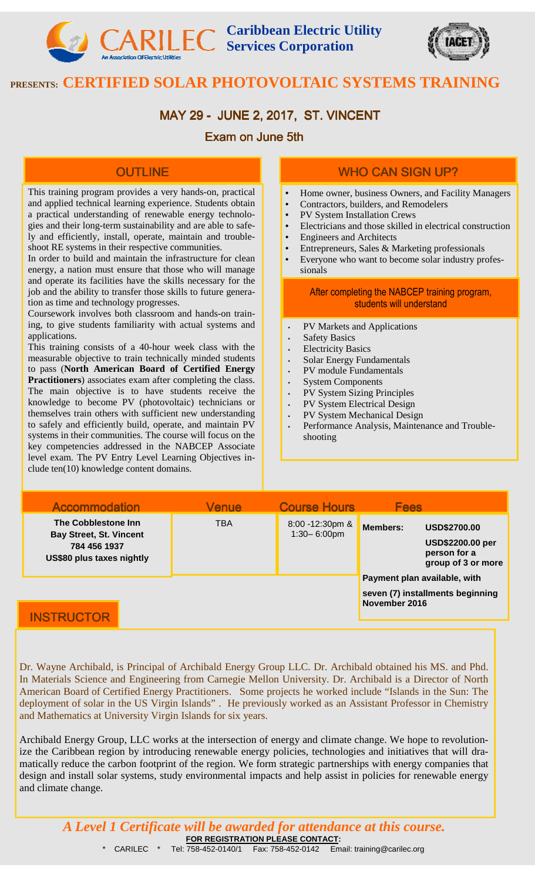# CARILEC Caribbean Electric Utility Services Corporation

An Association Of Electric Utilities

IACET

**PRESENTS: CERTIFIED SOLAR PHOTOVOLTAIC SYSTEMS TRAINING**

## MAY 29 - JUNE 2, 2017, ST. VINCENT

### Exam on June 5th

## OUTLINE

This training program provides a very hands-on, practical and applied technical learning experience. Students obtain a practical understanding of renewable energy technologies and their long-term sustainability and are able to safely and efficiently, install, operate, maintain and troubleshoot RE systems in their respective communities.

In order to build and maintain the infrastructure for clean energy, a nation must ensure that those who will manage and operate its facilities have the skills necessary for the job and the ability to transfer those skills to future generation as time and technology progresses.

Coursework involves both classroom and hands-on training, to give students familiarity with actual systems and applications.

This training consists of a 40-hour week class with the measurable objective to train technically minded students to pass (**North American Board of Certified Energy Practitioners**) associates exam after completing the class. The main objective is to have students receive the knowledge to become PV (photovoltaic) technicians or themselves train others with sufficient new understanding to safely and efficiently build, operate, and maintain PV systems in their communities. The course will focus on the key competencies addressed in the NABCEP Associate level exam. The PV Entry Level Learning Objectives include ten(10) knowledge content domains.

## WHO CAN SIGN UP?

- Home owner, business Owners, and Facility Managers
- Contractors, builders, and Remodelers
- PV System Installation Crews
- Electricians and those skilled in electrical construction
- Engineers and Architects
- Entrepreneurs, Sales & Marketing professionals
- Everyone who want to become solar industry professionals

### After completing the NABCEP training program, students will understand

- PV Markets and Applications
- Safety Basics
- Electricity Basics
- Solar Energy Fundamentals
- PV module Fundamentals
- System Components
- PV System Sizing Principles
- PV System Electrical Design
- PV System Mechanical Design
- Performance Analysis, Maintenance and Troubleshooting

| Accommodation | Venue | Course Hours | Fees |
|---|---|---|---|
| **The Cobblestone Inn**<br>**Bay Street, St. Vincent**<br>**784 456 1937**<br>**US$80 plus taxes nightly** | TBA | 8:00 -12:30pm & 1:30– 6:00pm | **Members: USD$2700.00**<br>**USD$2200.00 per person for a group of 3 or more**<br>**Payment plan available, with seven (7) installments beginning November 2016** |

## INSTRUCTOR

Dr. Wayne Archibald, is Principal of Archibald Energy Group LLC. Dr. Archibald obtained his MS. and Phd. In Materials Science and Engineering from Carnegie Mellon University. Dr. Archibald is a Director of North American Board of Certified Energy Practitioners. Some projects he worked include "Islands in the Sun: The deployment of solar in the US Virgin Islands". He previously worked as an Assistant Professor in Chemistry and Mathematics at University Virgin Islands for six years.

Archibald Energy Group, LLC works at the intersection of energy and climate change. We hope to revolutionize the Caribbean region by introducing renewable energy policies, technologies and initiatives that will dramatically reduce the carbon footprint of the region. We form strategic partnerships with energy companies that design and install solar systems, study environmental impacts and help assist in policies for renewable energy and climate change.

***A Level 1 Certificate will be awarded for attendance at this course.***

**FOR REGISTRATION PLEASE CONTACT:**

\* CARILEC \* Tel: 758-452-0140/1 Fax: 758-452-0142 Email: training@carilec.org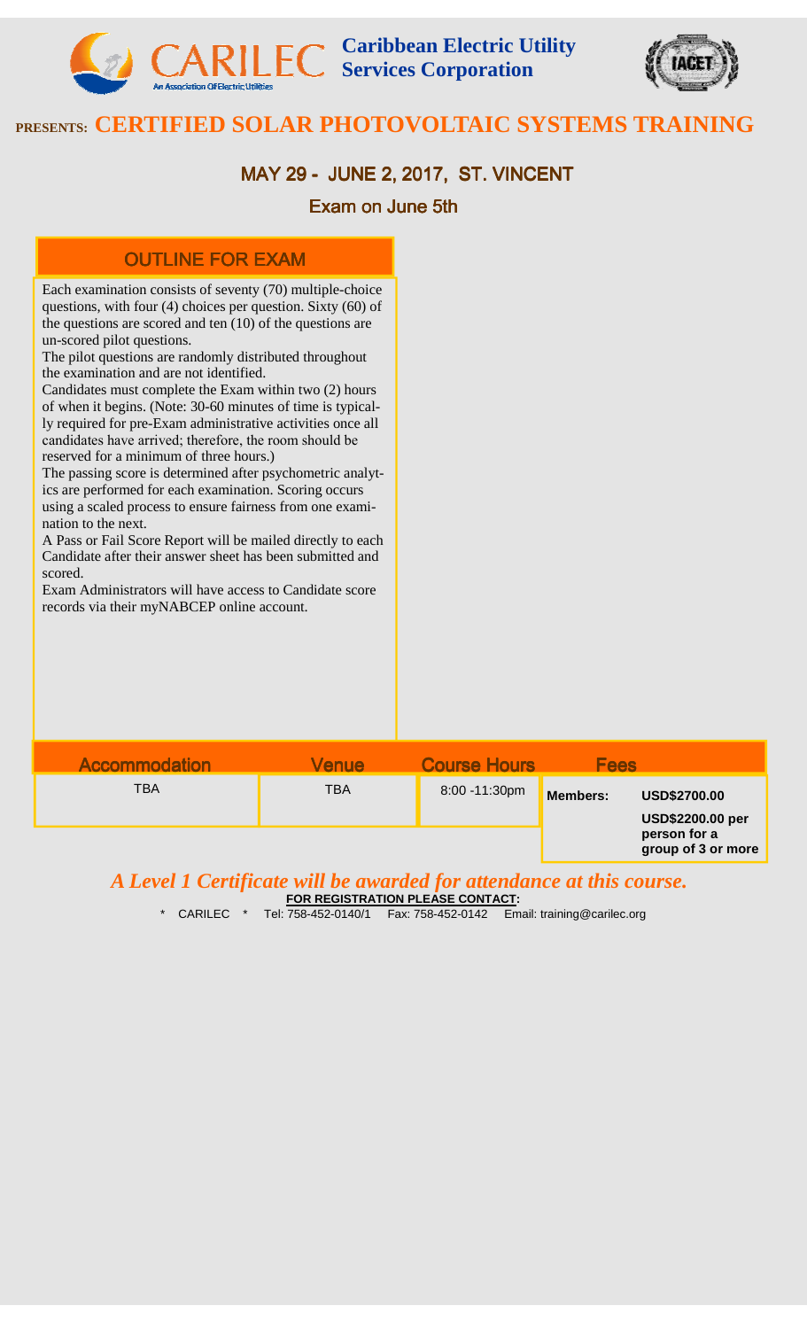CARILEC — An Association Of Electric Utilities

**Caribbean Electric Utility Services Corporation**

IACET

# PRESENTS: CERTIFIED SOLAR PHOTOVOLTAIC SYSTEMS TRAINING

## MAY 29 - JUNE 2, 2017, ST. VINCENT

### Exam on June 5th

## OUTLINE FOR EXAM

Each examination consists of seventy (70) multiple-choice questions, with four (4) choices per question. Sixty (60) of the questions are scored and ten (10) of the questions are un-scored pilot questions.

The pilot questions are randomly distributed throughout the examination and are not identified.

Candidates must complete the Exam within two (2) hours of when it begins. (Note: 30-60 minutes of time is typically required for pre-Exam administrative activities once all candidates have arrived; therefore, the room should be reserved for a minimum of three hours.)

The passing score is determined after psychometric analytics are performed for each examination. Scoring occurs using a scaled process to ensure fairness from one examination to the next.

A Pass or Fail Score Report will be mailed directly to each Candidate after their answer sheet has been submitted and scored.

Exam Administrators will have access to Candidate score records via their myNABCEP online account.

| Accommodation | Venue | Course Hours | Fees | |
|---|---|---|---|---|
| TBA | TBA | 8:00 -11:30pm | **Members:** | **USD$2700.00** |
| | | | | **USD$2200.00 per person for a group of 3 or more** |

*A Level 1 Certificate will be awarded for attendance at this course.*

**FOR REGISTRATION PLEASE CONTACT:**

\* CARILEC \* Tel: 758-452-0140/1 Fax: 758-452-0142 Email: training@carilec.org